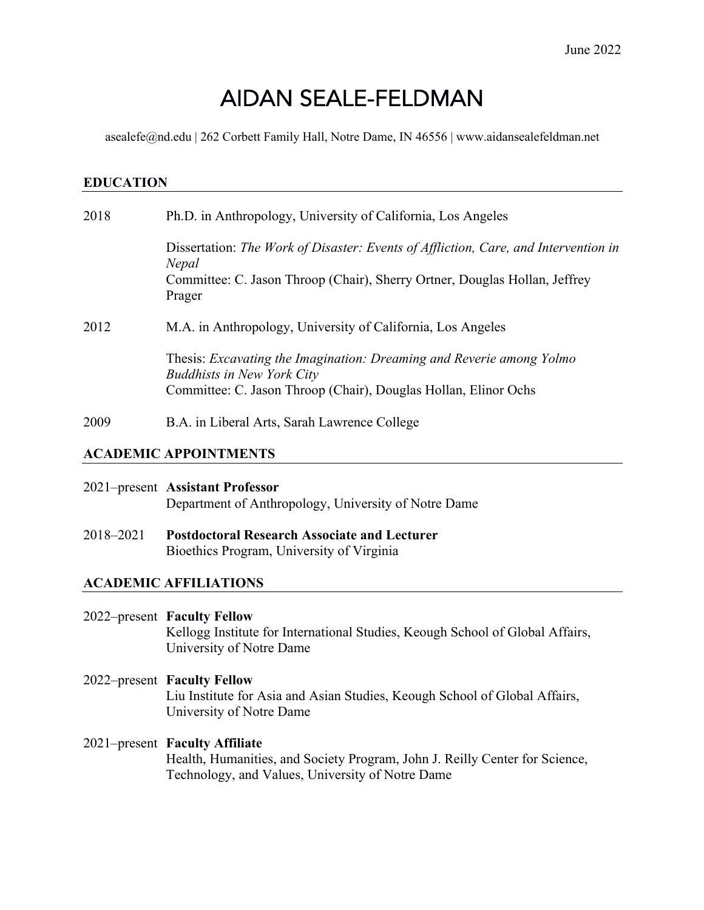June 2022

# AIDAN SEALE-FELDMAN

asealefe@nd.edu | 262 Corbett Family Hall, Notre Dame, IN 46556 | www.aidansealefeldman.net

## EDUCATION

2018 Ph.D. in Anthropology, University of California, Los Angeles

Dissertation: *The Work of Disaster: Events of Affliction, Care, and Intervention in Nepal*
Committee: C. Jason Throop (Chair), Sherry Ortner, Douglas Hollan, Jeffrey Prager

2012 M.A. in Anthropology, University of California, Los Angeles

Thesis: *Excavating the Imagination: Dreaming and Reverie among Yolmo Buddhists in New York City*
Committee: C. Jason Throop (Chair), Douglas Hollan, Elinor Ochs

2009 B.A. in Liberal Arts, Sarah Lawrence College

## ACADEMIC APPOINTMENTS

2021–present **Assistant Professor**
Department of Anthropology, University of Notre Dame

2018–2021 **Postdoctoral Research Associate and Lecturer**
Bioethics Program, University of Virginia

## ACADEMIC AFFILIATIONS

2022–present **Faculty Fellow**
Kellogg Institute for International Studies, Keough School of Global Affairs, University of Notre Dame

2022–present **Faculty Fellow**
Liu Institute for Asia and Asian Studies, Keough School of Global Affairs, University of Notre Dame

2021–present **Faculty Affiliate**
Health, Humanities, and Society Program, John J. Reilly Center for Science, Technology, and Values, University of Notre Dame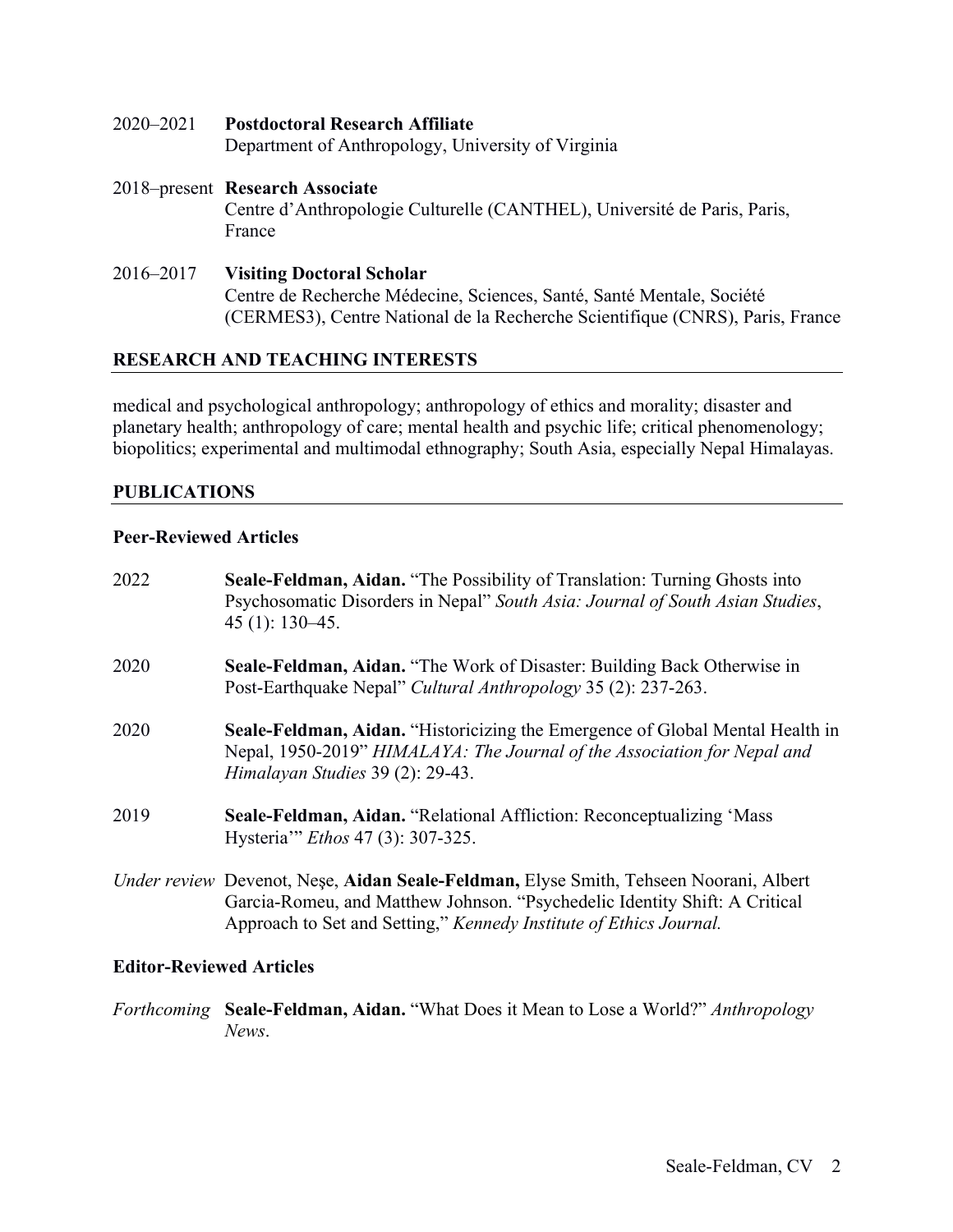2020–2021 **Postdoctoral Research Affiliate**
Department of Anthropology, University of Virginia

2018–present **Research Associate**
Centre d'Anthropologie Culturelle (CANTHEL), Université de Paris, Paris, France

2016–2017 **Visiting Doctoral Scholar**
Centre de Recherche Médecine, Sciences, Santé, Santé Mentale, Société (CERMES3), Centre National de la Recherche Scientifique (CNRS), Paris, France

## RESEARCH AND TEACHING INTERESTS

medical and psychological anthropology; anthropology of ethics and morality; disaster and planetary health; anthropology of care; mental health and psychic life; critical phenomenology; biopolitics; experimental and multimodal ethnography; South Asia, especially Nepal Himalayas.

## PUBLICATIONS

### Peer-Reviewed Articles

2022 **Seale-Feldman, Aidan.** "The Possibility of Translation: Turning Ghosts into Psychosomatic Disorders in Nepal" *South Asia: Journal of South Asian Studies*, 45 (1): 130–45.

2020 **Seale-Feldman, Aidan.** "The Work of Disaster: Building Back Otherwise in Post-Earthquake Nepal" *Cultural Anthropology* 35 (2): 237-263.

2020 **Seale-Feldman, Aidan.** "Historicizing the Emergence of Global Mental Health in Nepal, 1950-2019" *HIMALAYA: The Journal of the Association for Nepal and Himalayan Studies* 39 (2): 29-43.

2019 **Seale-Feldman, Aidan.** "Relational Affliction: Reconceptualizing 'Mass Hysteria'" *Ethos* 47 (3): 307-325.

*Under review* Devenot, Neşe, **Aidan Seale-Feldman,** Elyse Smith, Tehseen Noorani, Albert Garcia-Romeu, and Matthew Johnson. "Psychedelic Identity Shift: A Critical Approach to Set and Setting," *Kennedy Institute of Ethics Journal.*

### Editor-Reviewed Articles

*Forthcoming* **Seale-Feldman, Aidan.** "What Does it Mean to Lose a World?" *Anthropology News*.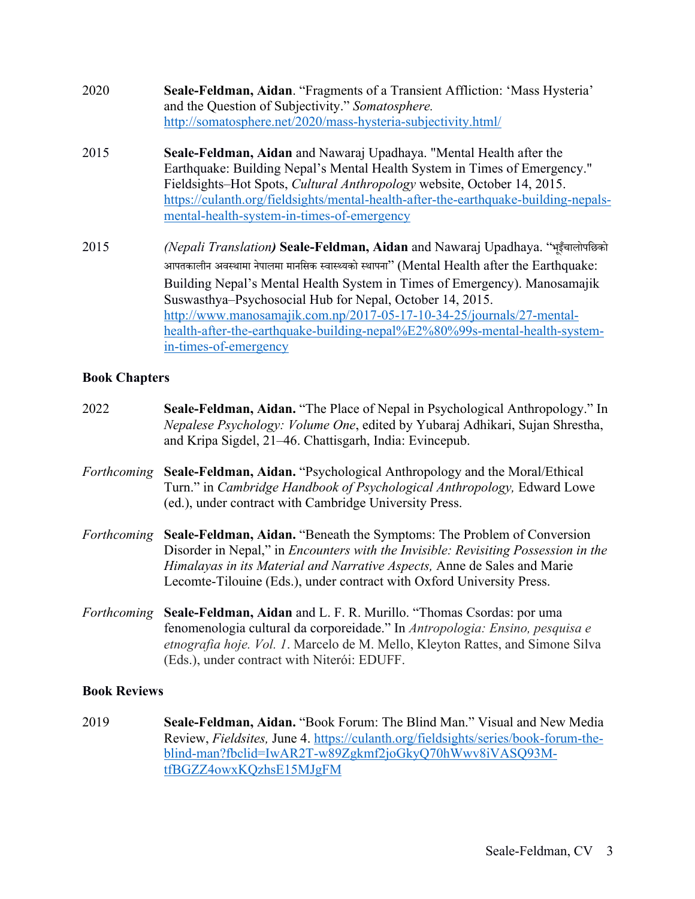2020 **Seale-Feldman, Aidan**. "Fragments of a Transient Affliction: 'Mass Hysteria' and the Question of Subjectivity." *Somatosphere.* http://somatosphere.net/2020/mass-hysteria-subjectivity.html/

2015 **Seale-Feldman, Aidan** and Nawaraj Upadhaya. "Mental Health after the Earthquake: Building Nepal's Mental Health System in Times of Emergency." Fieldsights–Hot Spots, *Cultural Anthropology* website, October 14, 2015. https://culanth.org/fieldsights/mental-health-after-the-earthquake-building-nepals-mental-health-system-in-times-of-emergency

2015 *(Nepali Translation)* **Seale-Feldman, Aidan** and Nawaraj Upadhaya. "भूइँचालोपछिको आपतकालीन अवस्थामा नेपालमा मानसिक स्वास्थ्यको स्थापना" (Mental Health after the Earthquake: Building Nepal's Mental Health System in Times of Emergency). Manosamajik Suswasthya–Psychosocial Hub for Nepal, October 14, 2015. http://www.manosamajik.com.np/2017-05-17-10-34-25/journals/27-mental-health-after-the-earthquake-building-nepal%E2%80%99s-mental-health-system-in-times-of-emergency

**Book Chapters**

2022 **Seale-Feldman, Aidan.** "The Place of Nepal in Psychological Anthropology." In *Nepalese Psychology: Volume One*, edited by Yubaraj Adhikari, Sujan Shrestha, and Kripa Sigdel, 21–46. Chattisgarh, India: Evincepub.

*Forthcoming* **Seale-Feldman, Aidan.** "Psychological Anthropology and the Moral/Ethical Turn." in *Cambridge Handbook of Psychological Anthropology,* Edward Lowe (ed.), under contract with Cambridge University Press.

*Forthcoming* **Seale-Feldman, Aidan.** "Beneath the Symptoms: The Problem of Conversion Disorder in Nepal," in *Encounters with the Invisible: Revisiting Possession in the Himalayas in its Material and Narrative Aspects,* Anne de Sales and Marie Lecomte-Tilouine (Eds.), under contract with Oxford University Press.

*Forthcoming* **Seale-Feldman, Aidan** and L. F. R. Murillo. "Thomas Csordas: por uma fenomenologia cultural da corporeidade." In *Antropologia: Ensino, pesquisa e etnografia hoje. Vol. 1*. Marcelo de M. Mello, Kleyton Rattes, and Simone Silva (Eds.), under contract with Niterói: EDUFF.

**Book Reviews**

2019 **Seale-Feldman, Aidan.** "Book Forum: The Blind Man." Visual and New Media Review, *Fieldsites,* June 4. https://culanth.org/fieldsights/series/book-forum-the-blind-man?fbclid=IwAR2T-w89Zgkmf2joGkyQ70hWwv8iVASQ93M-tfBGZZ4owxKQzhsE15MJgFM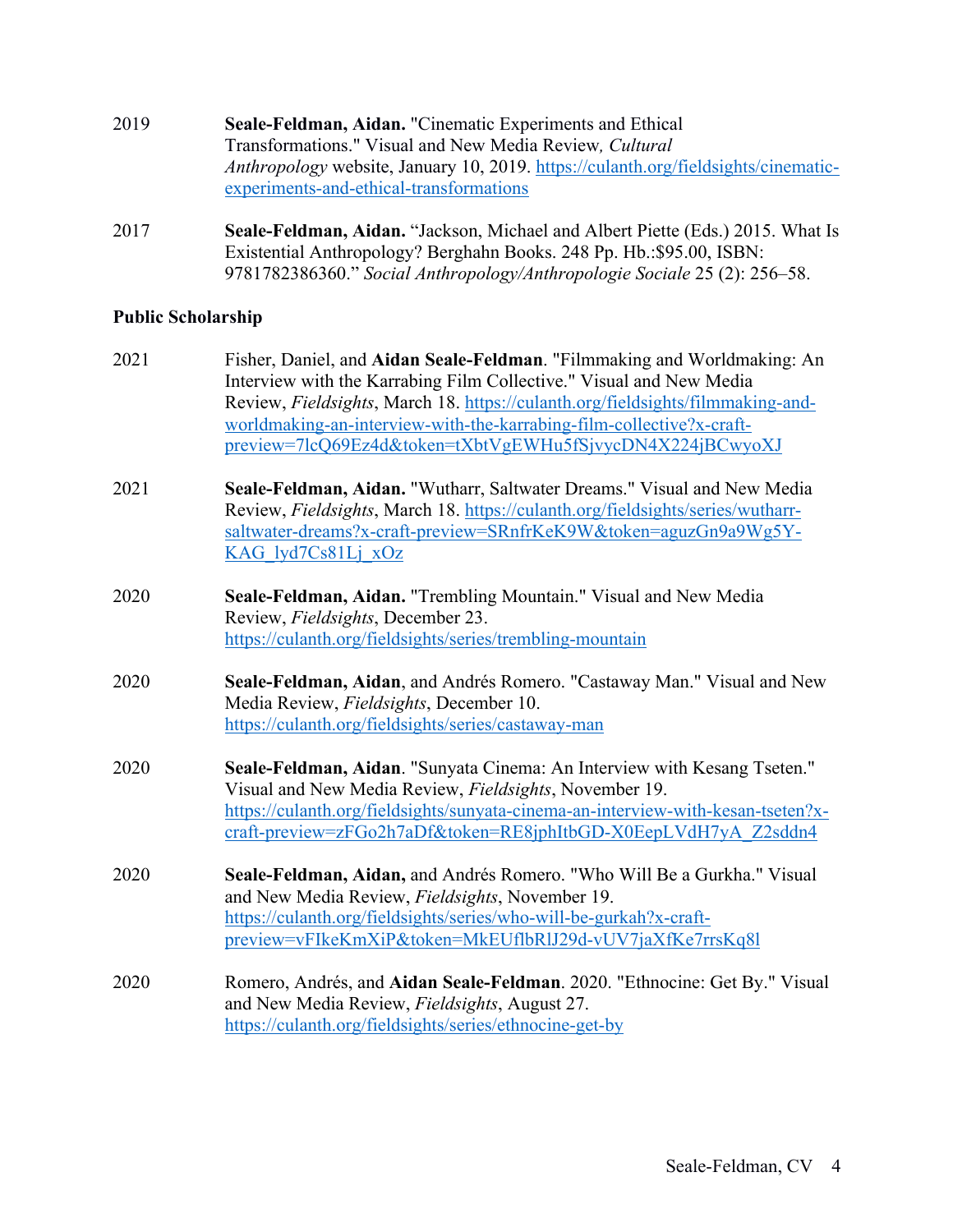2019 **Seale-Feldman, Aidan.** "Cinematic Experiments and Ethical Transformations." Visual and New Media Review, *Cultural Anthropology* website, January 10, 2019. https://culanth.org/fieldsights/cinematic-experiments-and-ethical-transformations

2017 **Seale-Feldman, Aidan.** "Jackson, Michael and Albert Piette (Eds.) 2015. What Is Existential Anthropology? Berghahn Books. 248 Pp. Hb.:$95.00, ISBN: 9781782386360." *Social Anthropology/Anthropologie Sociale* 25 (2): 256–58.

**Public Scholarship**

2021 Fisher, Daniel, and **Aidan Seale-Feldman**. "Filmmaking and Worldmaking: An Interview with the Karrabing Film Collective." Visual and New Media Review, *Fieldsights*, March 18. https://culanth.org/fieldsights/filmmaking-and-worldmaking-an-interview-with-the-karrabing-film-collective?x-craft-preview=7lcQ69Ez4d&token=tXbtVgEWHu5fSjvycDN4X224jBCwyoXJ

2021 **Seale-Feldman, Aidan.** "Wutharr, Saltwater Dreams." Visual and New Media Review, *Fieldsights*, March 18. https://culanth.org/fieldsights/series/wutharr-saltwater-dreams?x-craft-preview=SRnfrKeK9W&token=aguzGn9a9Wg5Y-KAG_lyd7Cs81Lj_xOz

2020 **Seale-Feldman, Aidan.** "Trembling Mountain." Visual and New Media Review, *Fieldsights*, December 23. https://culanth.org/fieldsights/series/trembling-mountain

2020 **Seale-Feldman, Aidan**, and Andrés Romero. "Castaway Man." Visual and New Media Review, *Fieldsights*, December 10. https://culanth.org/fieldsights/series/castaway-man

2020 **Seale-Feldman, Aidan**. "Sunyata Cinema: An Interview with Kesang Tseten." Visual and New Media Review, *Fieldsights*, November 19. https://culanth.org/fieldsights/sunyata-cinema-an-interview-with-kesan-tseten?x-craft-preview=zFGo2h7aDf&token=RE8jphItbGD-X0EepLVdH7yA_Z2sddn4

2020 **Seale-Feldman, Aidan,** and Andrés Romero. "Who Will Be a Gurkha." Visual and New Media Review, *Fieldsights*, November 19. https://culanth.org/fieldsights/series/who-will-be-gurkah?x-craft-preview=vFIkeKmXiP&token=MkEUflbRlJ29d-vUV7jaXfKe7rrsKq8l

2020 Romero, Andrés, and **Aidan Seale-Feldman**. 2020. "Ethnocine: Get By." Visual and New Media Review, *Fieldsights*, August 27. https://culanth.org/fieldsights/series/ethnocine-get-by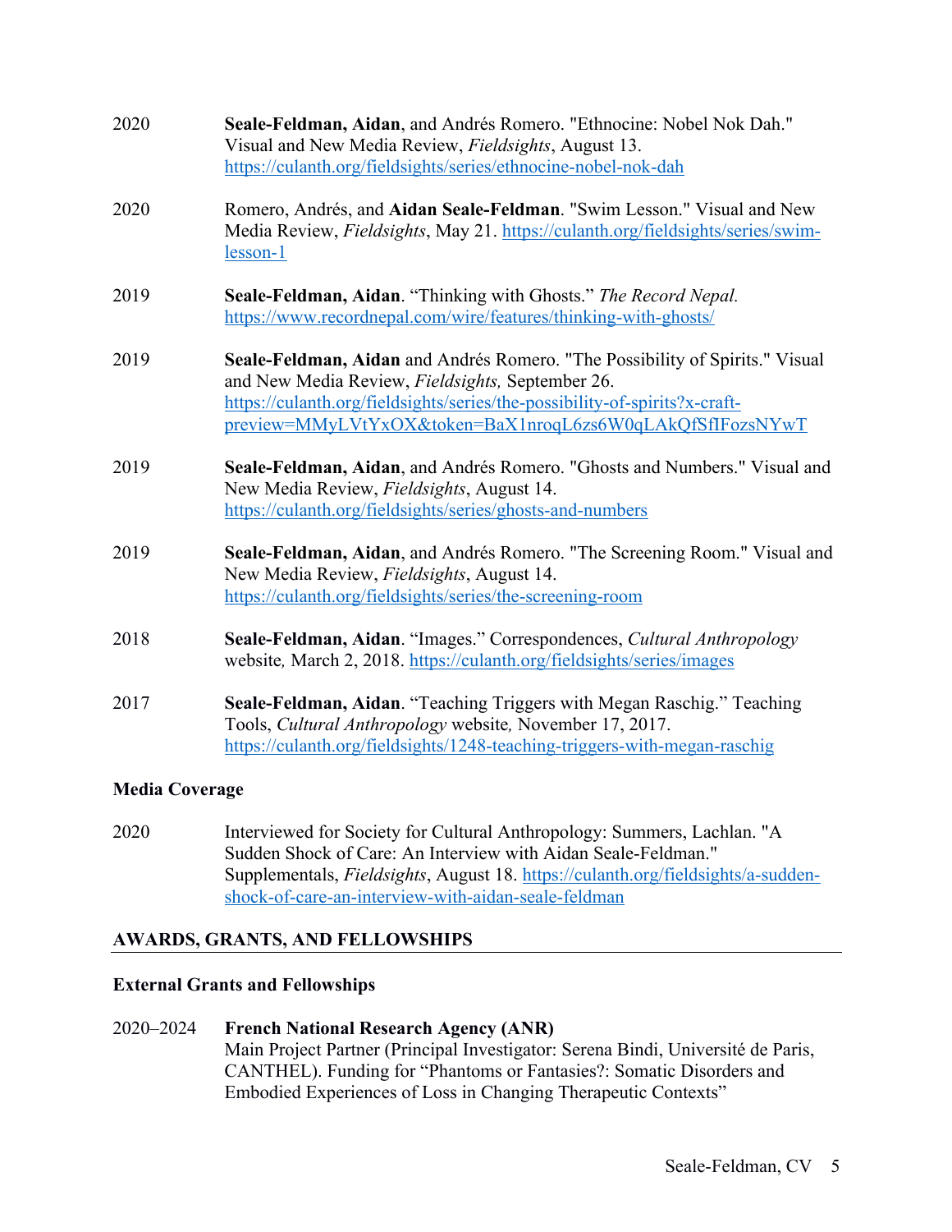2020 **Seale-Feldman, Aidan**, and Andrés Romero. "Ethnocine: Nobel Nok Dah." Visual and New Media Review, *Fieldsights*, August 13. https://culanth.org/fieldsights/series/ethnocine-nobel-nok-dah

2020 Romero, Andrés, and **Aidan Seale-Feldman**. "Swim Lesson." Visual and New Media Review, *Fieldsights*, May 21. https://culanth.org/fieldsights/series/swim-lesson-1

2019 **Seale-Feldman, Aidan**. "Thinking with Ghosts." *The Record Nepal.* https://www.recordnepal.com/wire/features/thinking-with-ghosts/

2019 **Seale-Feldman, Aidan** and Andrés Romero. "The Possibility of Spirits." Visual and New Media Review, *Fieldsights,* September 26. https://culanth.org/fieldsights/series/the-possibility-of-spirits?x-craft-preview=MMyLVtYxOX&token=BaX1nroqL6zs6W0qLAkQfSfIFozsNYwT

2019 **Seale-Feldman, Aidan**, and Andrés Romero. "Ghosts and Numbers." Visual and New Media Review, *Fieldsights*, August 14. https://culanth.org/fieldsights/series/ghosts-and-numbers

2019 **Seale-Feldman, Aidan**, and Andrés Romero. "The Screening Room." Visual and New Media Review, *Fieldsights*, August 14. https://culanth.org/fieldsights/series/the-screening-room

2018 **Seale-Feldman, Aidan**. "Images." Correspondences, *Cultural Anthropology* website*,* March 2, 2018. https://culanth.org/fieldsights/series/images

2017 **Seale-Feldman, Aidan**. "Teaching Triggers with Megan Raschig." Teaching Tools, *Cultural Anthropology* website*,* November 17, 2017. https://culanth.org/fieldsights/1248-teaching-triggers-with-megan-raschig

### Media Coverage

2020 Interviewed for Society for Cultural Anthropology: Summers, Lachlan. "A Sudden Shock of Care: An Interview with Aidan Seale-Feldman." Supplementals, *Fieldsights*, August 18. https://culanth.org/fieldsights/a-sudden-shock-of-care-an-interview-with-aidan-seale-feldman

## AWARDS, GRANTS, AND FELLOWSHIPS

### External Grants and Fellowships

2020–2024 **French National Research Agency (ANR)**
Main Project Partner (Principal Investigator: Serena Bindi, Université de Paris, CANTHEL). Funding for "Phantoms or Fantasies?: Somatic Disorders and Embodied Experiences of Loss in Changing Therapeutic Contexts"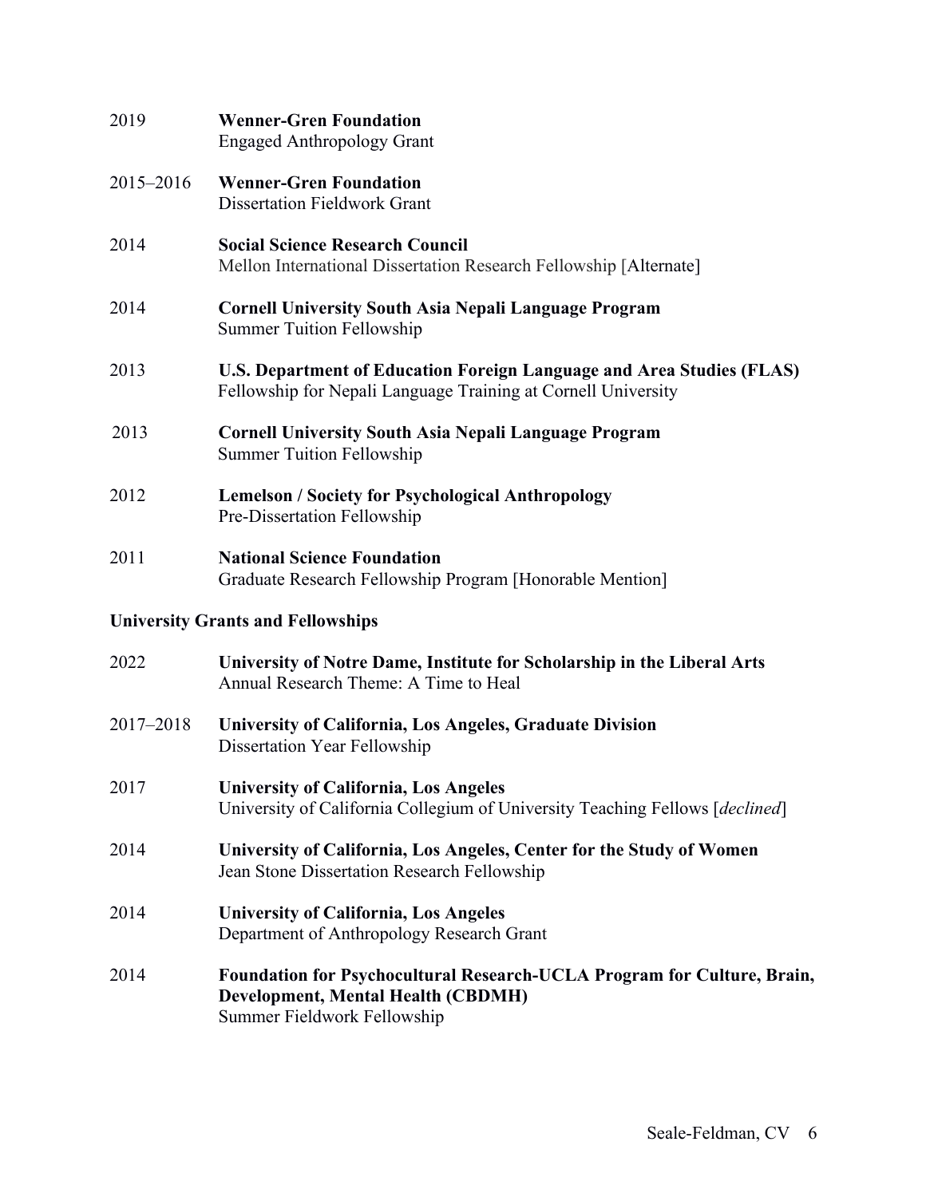2019 **Wenner-Gren Foundation**
Engaged Anthropology Grant

2015–2016 **Wenner-Gren Foundation**
Dissertation Fieldwork Grant

2014 **Social Science Research Council**
Mellon International Dissertation Research Fellowship [Alternate]

2014 **Cornell University South Asia Nepali Language Program**
Summer Tuition Fellowship

2013 **U.S. Department of Education Foreign Language and Area Studies (FLAS)**
Fellowship for Nepali Language Training at Cornell University

2013 **Cornell University South Asia Nepali Language Program**
Summer Tuition Fellowship

2012 **Lemelson / Society for Psychological Anthropology**
Pre-Dissertation Fellowship

2011 **National Science Foundation**
Graduate Research Fellowship Program [Honorable Mention]

**University Grants and Fellowships**

2022 **University of Notre Dame, Institute for Scholarship in the Liberal Arts**
Annual Research Theme: A Time to Heal

2017–2018 **University of California, Los Angeles, Graduate Division**
Dissertation Year Fellowship

2017 **University of California, Los Angeles**
University of California Collegium of University Teaching Fellows [*declined*]

2014 **University of California, Los Angeles, Center for the Study of Women**
Jean Stone Dissertation Research Fellowship

2014 **University of California, Los Angeles**
Department of Anthropology Research Grant

2014 **Foundation for Psychocultural Research-UCLA Program for Culture, Brain, Development, Mental Health (CBDMH)**
Summer Fieldwork Fellowship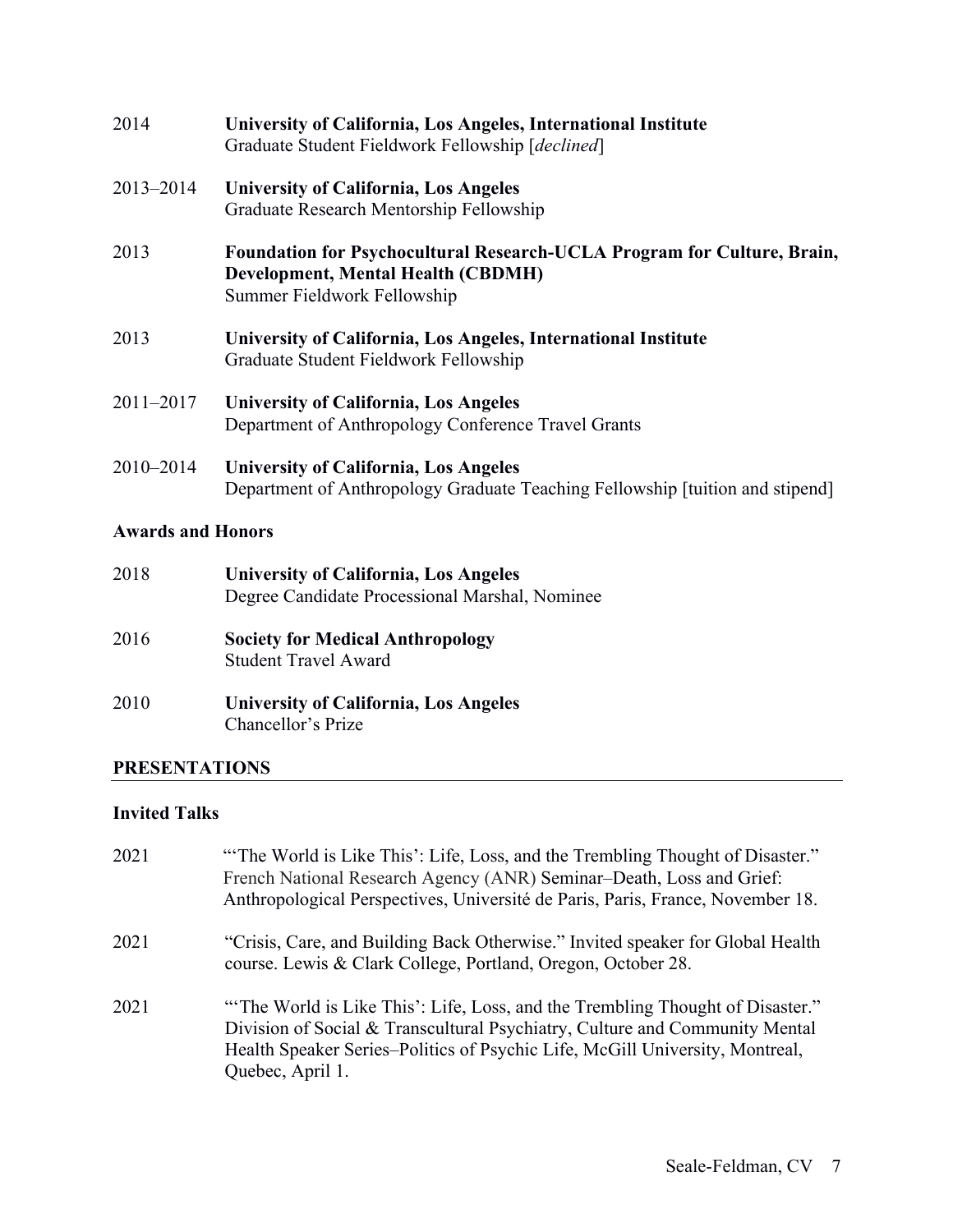2014 **University of California, Los Angeles, International Institute**
Graduate Student Fieldwork Fellowship [*declined*]

2013–2014 **University of California, Los Angeles**
Graduate Research Mentorship Fellowship

2013 **Foundation for Psychocultural Research-UCLA Program for Culture, Brain, Development, Mental Health (CBDMH)**
Summer Fieldwork Fellowship

2013 **University of California, Los Angeles, International Institute**
Graduate Student Fieldwork Fellowship

2011–2017 **University of California, Los Angeles**
Department of Anthropology Conference Travel Grants

2010–2014 **University of California, Los Angeles**
Department of Anthropology Graduate Teaching Fellowship [tuition and stipend]

### Awards and Honors

2018 **University of California, Los Angeles**
Degree Candidate Processional Marshal, Nominee

2016 **Society for Medical Anthropology**
Student Travel Award

2010 **University of California, Los Angeles**
Chancellor's Prize

## PRESENTATIONS

### Invited Talks

2021 "'The World is Like This': Life, Loss, and the Trembling Thought of Disaster." French National Research Agency (ANR) Seminar–Death, Loss and Grief: Anthropological Perspectives, Université de Paris, Paris, France, November 18.

2021 "Crisis, Care, and Building Back Otherwise." Invited speaker for Global Health course. Lewis & Clark College, Portland, Oregon, October 28.

2021 "'The World is Like This': Life, Loss, and the Trembling Thought of Disaster." Division of Social & Transcultural Psychiatry, Culture and Community Mental Health Speaker Series–Politics of Psychic Life, McGill University, Montreal, Quebec, April 1.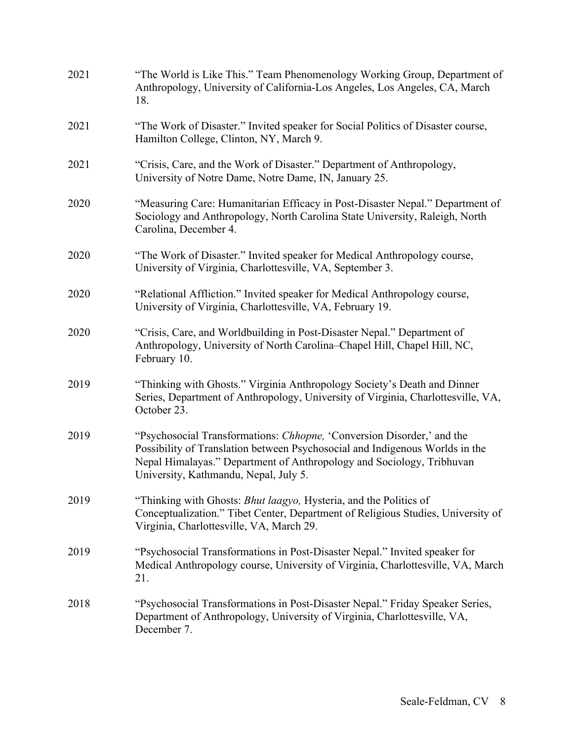2021 "The World is Like This." Team Phenomenology Working Group, Department of Anthropology, University of California-Los Angeles, Los Angeles, CA, March 18.

2021 "The Work of Disaster." Invited speaker for Social Politics of Disaster course, Hamilton College, Clinton, NY, March 9.

2021 "Crisis, Care, and the Work of Disaster." Department of Anthropology, University of Notre Dame, Notre Dame, IN, January 25.

2020 "Measuring Care: Humanitarian Efficacy in Post-Disaster Nepal." Department of Sociology and Anthropology, North Carolina State University, Raleigh, North Carolina, December 4.

2020 "The Work of Disaster." Invited speaker for Medical Anthropology course, University of Virginia, Charlottesville, VA, September 3.

2020 "Relational Affliction." Invited speaker for Medical Anthropology course, University of Virginia, Charlottesville, VA, February 19.

2020 "Crisis, Care, and Worldbuilding in Post-Disaster Nepal." Department of Anthropology, University of North Carolina–Chapel Hill, Chapel Hill, NC, February 10.

2019 "Thinking with Ghosts." Virginia Anthropology Society's Death and Dinner Series, Department of Anthropology, University of Virginia, Charlottesville, VA, October 23.

2019 "Psychosocial Transformations: *Chhopne,* 'Conversion Disorder,' and the Possibility of Translation between Psychosocial and Indigenous Worlds in the Nepal Himalayas." Department of Anthropology and Sociology, Tribhuvan University, Kathmandu, Nepal, July 5.

2019 "Thinking with Ghosts: *Bhut laagyo,* Hysteria, and the Politics of Conceptualization." Tibet Center, Department of Religious Studies, University of Virginia, Charlottesville, VA, March 29.

2019 "Psychosocial Transformations in Post-Disaster Nepal." Invited speaker for Medical Anthropology course, University of Virginia, Charlottesville, VA, March 21.

2018 "Psychosocial Transformations in Post-Disaster Nepal." Friday Speaker Series, Department of Anthropology, University of Virginia, Charlottesville, VA, December 7.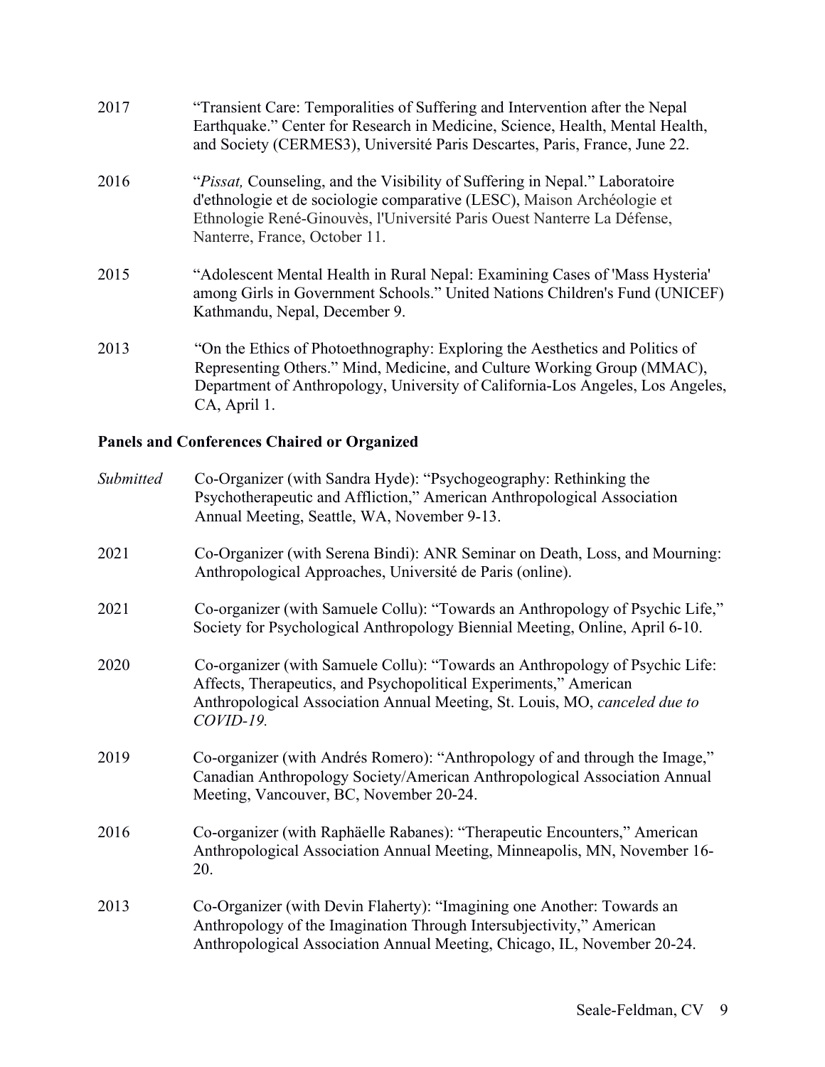2017 “Transient Care: Temporalities of Suffering and Intervention after the Nepal Earthquake.” Center for Research in Medicine, Science, Health, Mental Health, and Society (CERMES3), Université Paris Descartes, Paris, France, June 22.

2016 “*Pissat,* Counseling, and the Visibility of Suffering in Nepal.” Laboratoire d'ethnologie et de sociologie comparative (LESC), Maison Archéologie et Ethnologie René-Ginouvès, l'Université Paris Ouest Nanterre La Défense, Nanterre, France, October 11.

2015 “Adolescent Mental Health in Rural Nepal: Examining Cases of 'Mass Hysteria' among Girls in Government Schools.” United Nations Children's Fund (UNICEF) Kathmandu, Nepal, December 9.

2013 “On the Ethics of Photoethnography: Exploring the Aesthetics and Politics of Representing Others.” Mind, Medicine, and Culture Working Group (MMAC), Department of Anthropology, University of California-Los Angeles, Los Angeles, CA, April 1.

**Panels and Conferences Chaired or Organized**

*Submitted* Co-Organizer (with Sandra Hyde): “Psychogeography: Rethinking the Psychotherapeutic and Affliction,” American Anthropological Association Annual Meeting, Seattle, WA, November 9-13.

2021 Co-Organizer (with Serena Bindi): ANR Seminar on Death, Loss, and Mourning: Anthropological Approaches, Université de Paris (online).

2021 Co-organizer (with Samuele Collu): “Towards an Anthropology of Psychic Life,” Society for Psychological Anthropology Biennial Meeting, Online, April 6-10.

2020 Co-organizer (with Samuele Collu): “Towards an Anthropology of Psychic Life: Affects, Therapeutics, and Psychopolitical Experiments,” American Anthropological Association Annual Meeting, St. Louis, MO, *canceled due to COVID-19.*

2019 Co-organizer (with Andrés Romero): “Anthropology of and through the Image,” Canadian Anthropology Society/American Anthropological Association Annual Meeting, Vancouver, BC, November 20-24.

2016 Co-organizer (with Raphäelle Rabanes): “Therapeutic Encounters,” American Anthropological Association Annual Meeting, Minneapolis, MN, November 16-20.

2013 Co-Organizer (with Devin Flaherty): “Imagining one Another: Towards an Anthropology of the Imagination Through Intersubjectivity,” American Anthropological Association Annual Meeting, Chicago, IL, November 20-24.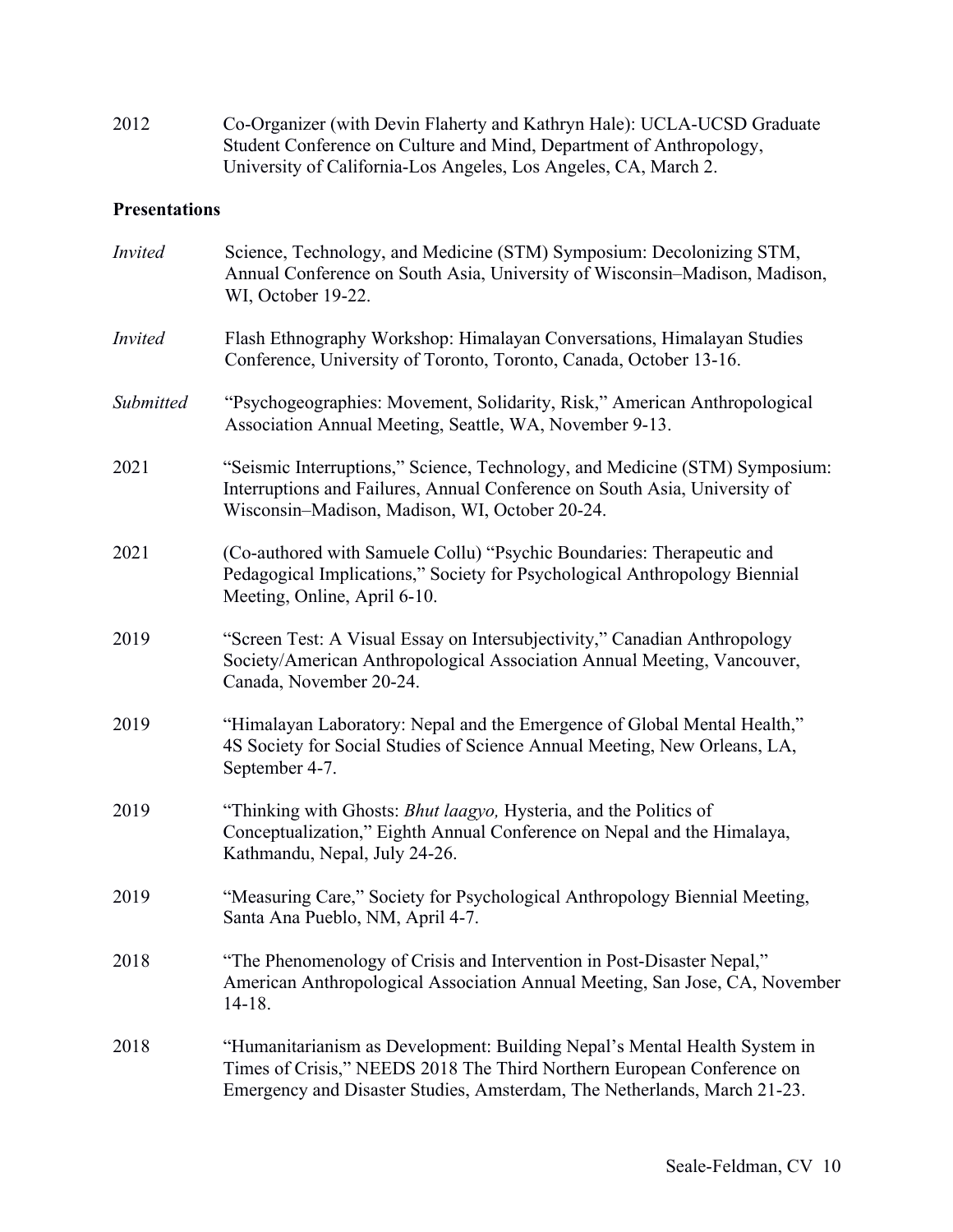2012 Co-Organizer (with Devin Flaherty and Kathryn Hale): UCLA-UCSD Graduate Student Conference on Culture and Mind, Department of Anthropology, University of California-Los Angeles, Los Angeles, CA, March 2.

**Presentations**

*Invited* Science, Technology, and Medicine (STM) Symposium: Decolonizing STM, Annual Conference on South Asia, University of Wisconsin–Madison, Madison, WI, October 19-22.

*Invited* Flash Ethnography Workshop: Himalayan Conversations, Himalayan Studies Conference, University of Toronto, Toronto, Canada, October 13-16.

*Submitted* "Psychogeographies: Movement, Solidarity, Risk," American Anthropological Association Annual Meeting, Seattle, WA, November 9-13.

2021 "Seismic Interruptions," Science, Technology, and Medicine (STM) Symposium: Interruptions and Failures, Annual Conference on South Asia, University of Wisconsin–Madison, Madison, WI, October 20-24.

2021 (Co-authored with Samuele Collu) "Psychic Boundaries: Therapeutic and Pedagogical Implications," Society for Psychological Anthropology Biennial Meeting, Online, April 6-10.

2019 "Screen Test: A Visual Essay on Intersubjectivity," Canadian Anthropology Society/American Anthropological Association Annual Meeting, Vancouver, Canada, November 20-24.

2019 "Himalayan Laboratory: Nepal and the Emergence of Global Mental Health," 4S Society for Social Studies of Science Annual Meeting, New Orleans, LA, September 4-7.

2019 "Thinking with Ghosts: *Bhut laagyo,* Hysteria, and the Politics of Conceptualization," Eighth Annual Conference on Nepal and the Himalaya, Kathmandu, Nepal, July 24-26.

2019 "Measuring Care," Society for Psychological Anthropology Biennial Meeting, Santa Ana Pueblo, NM, April 4-7.

2018 "The Phenomenology of Crisis and Intervention in Post-Disaster Nepal," American Anthropological Association Annual Meeting, San Jose, CA, November 14-18.

2018 "Humanitarianism as Development: Building Nepal's Mental Health System in Times of Crisis," NEEDS 2018 The Third Northern European Conference on Emergency and Disaster Studies, Amsterdam, The Netherlands, March 21-23.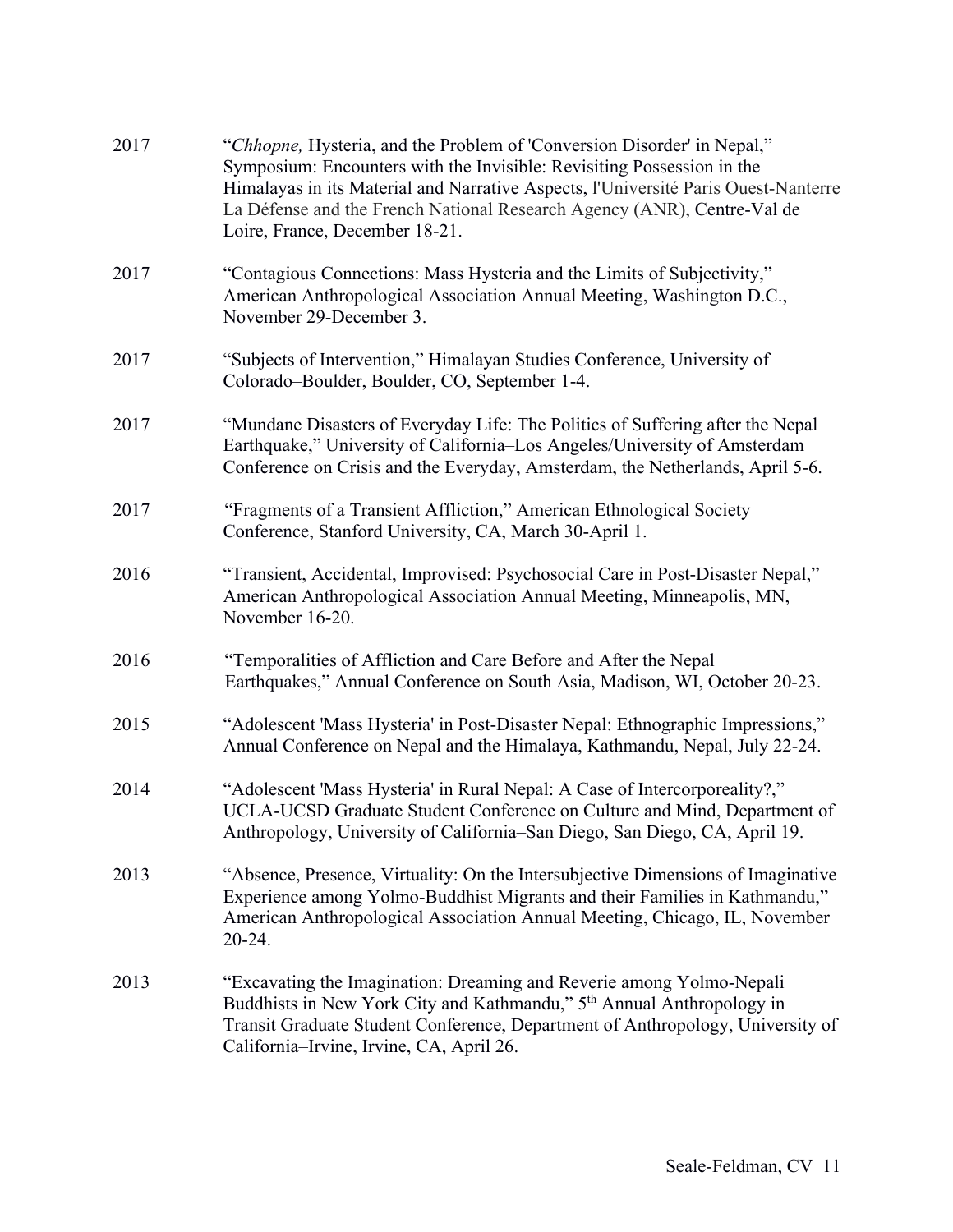2017 "*Chhopne,* Hysteria, and the Problem of 'Conversion Disorder' in Nepal," Symposium: Encounters with the Invisible: Revisiting Possession in the Himalayas in its Material and Narrative Aspects, l'Université Paris Ouest-Nanterre La Défense and the French National Research Agency (ANR), Centre-Val de Loire, France, December 18-21.

2017 "Contagious Connections: Mass Hysteria and the Limits of Subjectivity," American Anthropological Association Annual Meeting, Washington D.C., November 29-December 3.

2017 "Subjects of Intervention," Himalayan Studies Conference, University of Colorado–Boulder, Boulder, CO, September 1-4.

2017 "Mundane Disasters of Everyday Life: The Politics of Suffering after the Nepal Earthquake," University of California–Los Angeles/University of Amsterdam Conference on Crisis and the Everyday, Amsterdam, the Netherlands, April 5-6.

2017 "Fragments of a Transient Affliction," American Ethnological Society Conference, Stanford University, CA, March 30-April 1.

2016 "Transient, Accidental, Improvised: Psychosocial Care in Post-Disaster Nepal," American Anthropological Association Annual Meeting, Minneapolis, MN, November 16-20.

2016 "Temporalities of Affliction and Care Before and After the Nepal Earthquakes," Annual Conference on South Asia, Madison, WI, October 20-23.

2015 "Adolescent 'Mass Hysteria' in Post-Disaster Nepal: Ethnographic Impressions," Annual Conference on Nepal and the Himalaya, Kathmandu, Nepal, July 22-24.

2014 "Adolescent 'Mass Hysteria' in Rural Nepal: A Case of Intercorporeality?," UCLA-UCSD Graduate Student Conference on Culture and Mind, Department of Anthropology, University of California–San Diego, San Diego, CA, April 19.

2013 "Absence, Presence, Virtuality: On the Intersubjective Dimensions of Imaginative Experience among Yolmo-Buddhist Migrants and their Families in Kathmandu," American Anthropological Association Annual Meeting, Chicago, IL, November 20-24.

2013 "Excavating the Imagination: Dreaming and Reverie among Yolmo-Nepali Buddhists in New York City and Kathmandu," 5th Annual Anthropology in Transit Graduate Student Conference, Department of Anthropology, University of California–Irvine, Irvine, CA, April 26.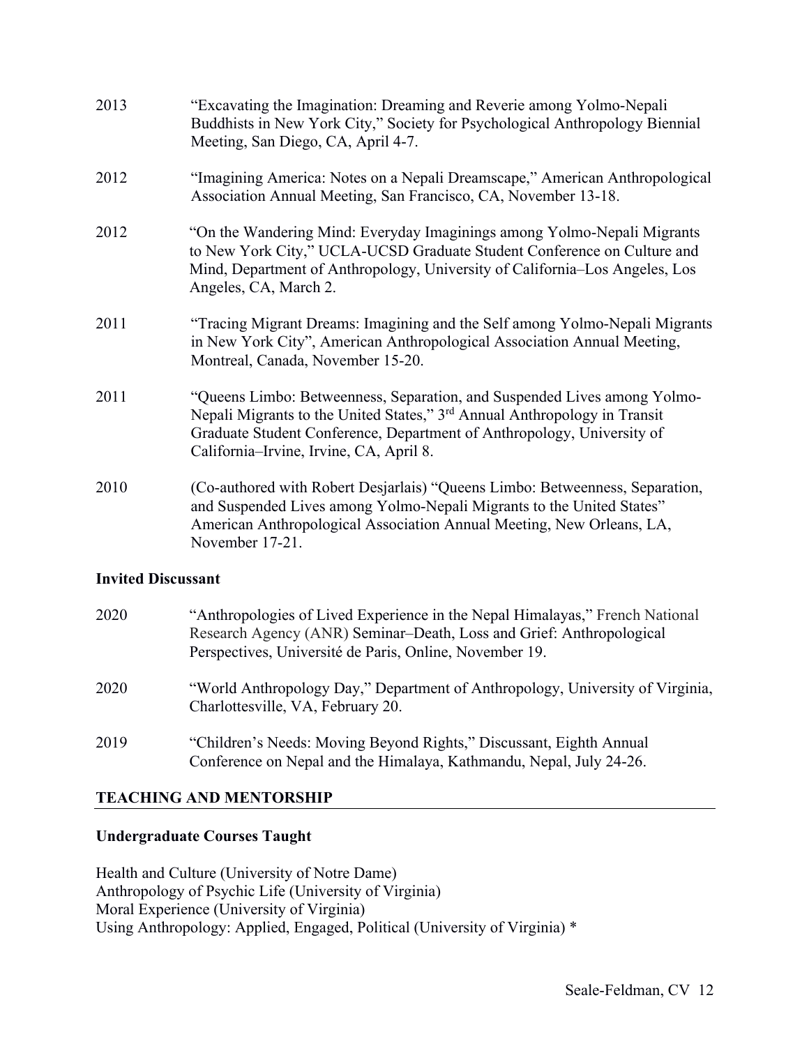2013 “Excavating the Imagination: Dreaming and Reverie among Yolmo-Nepali Buddhists in New York City,” Society for Psychological Anthropology Biennial Meeting, San Diego, CA, April 4-7.

2012 “Imagining America: Notes on a Nepali Dreamscape,” American Anthropological Association Annual Meeting, San Francisco, CA, November 13-18.

2012 “On the Wandering Mind: Everyday Imaginings among Yolmo-Nepali Migrants to New York City,” UCLA-UCSD Graduate Student Conference on Culture and Mind, Department of Anthropology, University of California–Los Angeles, Los Angeles, CA, March 2.

2011 “Tracing Migrant Dreams: Imagining and the Self among Yolmo-Nepali Migrants in New York City”, American Anthropological Association Annual Meeting, Montreal, Canada, November 15-20.

2011 “Queens Limbo: Betweenness, Separation, and Suspended Lives among Yolmo-Nepali Migrants to the United States,” 3rd Annual Anthropology in Transit Graduate Student Conference, Department of Anthropology, University of California–Irvine, Irvine, CA, April 8.

2010 (Co-authored with Robert Desjarlais) “Queens Limbo: Betweenness, Separation, and Suspended Lives among Yolmo-Nepali Migrants to the United States” American Anthropological Association Annual Meeting, New Orleans, LA, November 17-21.

**Invited Discussant**

2020 “Anthropologies of Lived Experience in the Nepal Himalayas,” French National Research Agency (ANR) Seminar–Death, Loss and Grief: Anthropological Perspectives, Université de Paris, Online, November 19.

2020 “World Anthropology Day,” Department of Anthropology, University of Virginia, Charlottesville, VA, February 20.

2019 “Children’s Needs: Moving Beyond Rights,” Discussant, Eighth Annual Conference on Nepal and the Himalaya, Kathmandu, Nepal, July 24-26.

## TEACHING AND MENTORSHIP

**Undergraduate Courses Taught**

Health and Culture (University of Notre Dame)
Anthropology of Psychic Life (University of Virginia)
Moral Experience (University of Virginia)
Using Anthropology: Applied, Engaged, Political (University of Virginia) *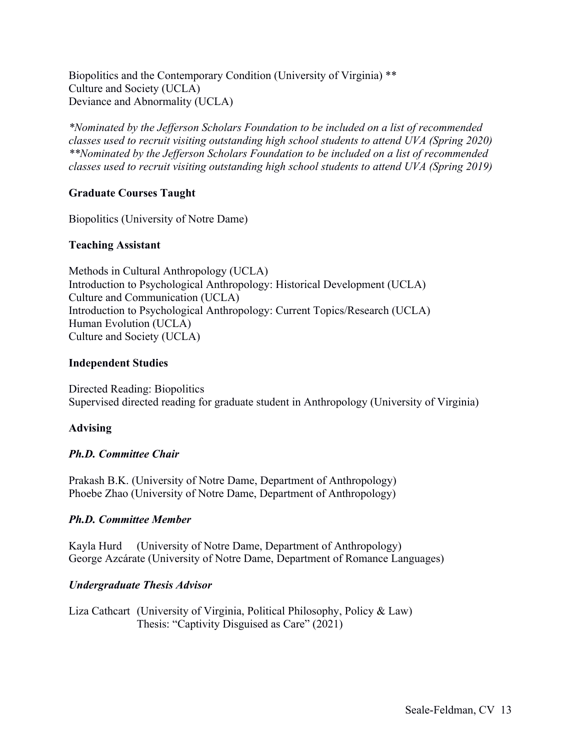Biopolitics and the Contemporary Condition (University of Virginia) **
Culture and Society (UCLA)
Deviance and Abnormality (UCLA)

*\*Nominated by the Jefferson Scholars Foundation to be included on a list of recommended classes used to recruit visiting outstanding high school students to attend UVA (Spring 2020)*
*\*\*Nominated by the Jefferson Scholars Foundation to be included on a list of recommended classes used to recruit visiting outstanding high school students to attend UVA (Spring 2019)*

**Graduate Courses Taught**

Biopolitics (University of Notre Dame)

**Teaching Assistant**

Methods in Cultural Anthropology (UCLA)
Introduction to Psychological Anthropology: Historical Development (UCLA)
Culture and Communication (UCLA)
Introduction to Psychological Anthropology: Current Topics/Research (UCLA)
Human Evolution (UCLA)
Culture and Society (UCLA)

**Independent Studies**

Directed Reading: Biopolitics
Supervised directed reading for graduate student in Anthropology (University of Virginia)

**Advising**

***Ph.D. Committee Chair***

Prakash B.K. (University of Notre Dame, Department of Anthropology)
Phoebe Zhao (University of Notre Dame, Department of Anthropology)

***Ph.D. Committee Member***

Kayla Hurd (University of Notre Dame, Department of Anthropology)
George Azcárate (University of Notre Dame, Department of Romance Languages)

***Undergraduate Thesis Advisor***

Liza Cathcart (University of Virginia, Political Philosophy, Policy & Law)
Thesis: "Captivity Disguised as Care" (2021)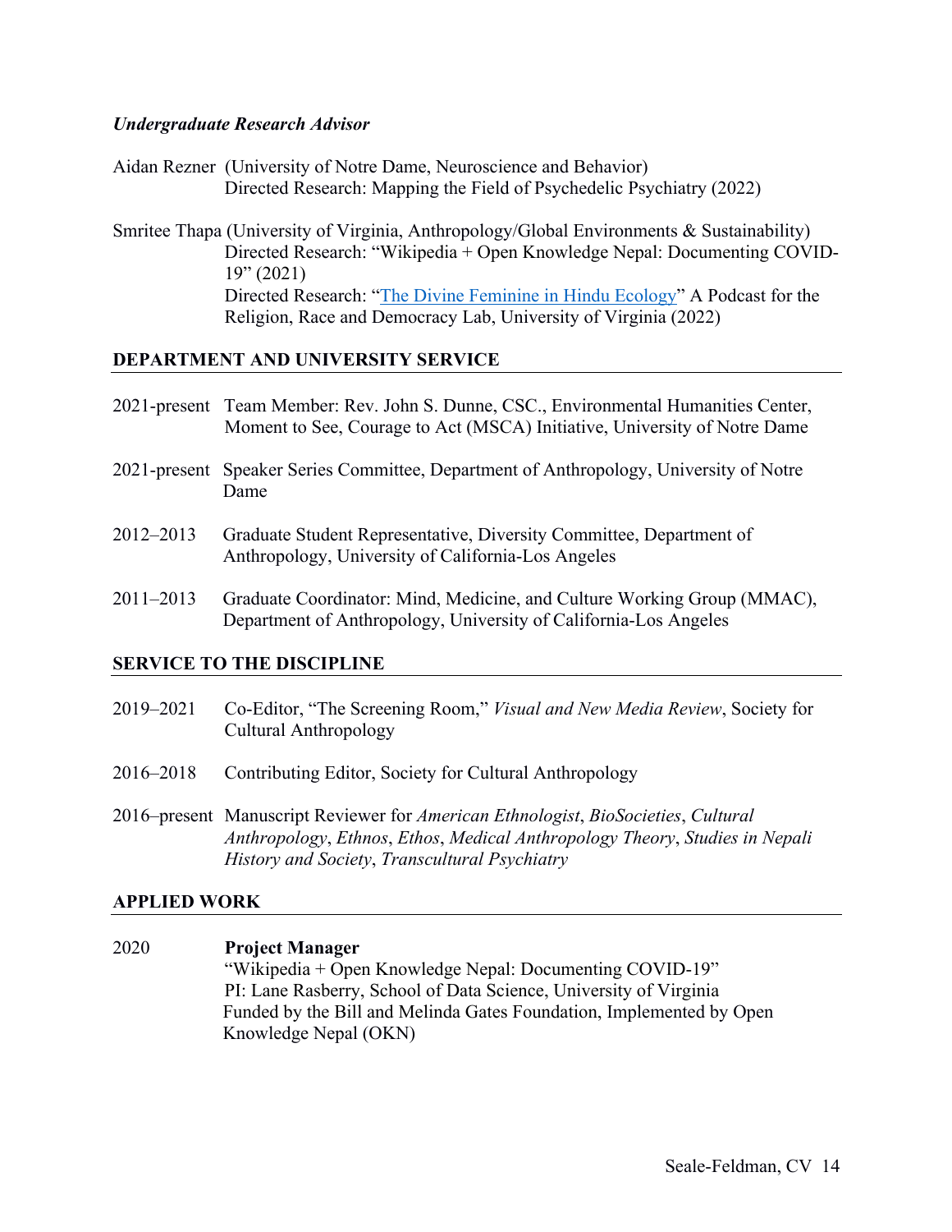***Undergraduate Research Advisor***

Aidan Rezner (University of Notre Dame, Neuroscience and Behavior)
Directed Research: Mapping the Field of Psychedelic Psychiatry (2022)

Smritee Thapa (University of Virginia, Anthropology/Global Environments & Sustainability)
Directed Research: "Wikipedia + Open Knowledge Nepal: Documenting COVID-19" (2021)
Directed Research: "The Divine Feminine in Hindu Ecology" A Podcast for the Religion, Race and Democracy Lab, University of Virginia (2022)

## DEPARTMENT AND UNIVERSITY SERVICE

2021-present Team Member: Rev. John S. Dunne, CSC., Environmental Humanities Center, Moment to See, Courage to Act (MSCA) Initiative, University of Notre Dame

2021-present Speaker Series Committee, Department of Anthropology, University of Notre Dame

2012–2013 Graduate Student Representative, Diversity Committee, Department of Anthropology, University of California-Los Angeles

2011–2013 Graduate Coordinator: Mind, Medicine, and Culture Working Group (MMAC), Department of Anthropology, University of California-Los Angeles

## SERVICE TO THE DISCIPLINE

2019–2021 Co-Editor, "The Screening Room," *Visual and New Media Review*, Society for Cultural Anthropology

2016–2018 Contributing Editor, Society for Cultural Anthropology

2016–present Manuscript Reviewer for *American Ethnologist*, *BioSocieties*, *Cultural Anthropology*, *Ethnos*, *Ethos*, *Medical Anthropology Theory*, *Studies in Nepali History and Society*, *Transcultural Psychiatry*

## APPLIED WORK

2020 **Project Manager**
"Wikipedia + Open Knowledge Nepal: Documenting COVID-19"
PI: Lane Rasberry, School of Data Science, University of Virginia
Funded by the Bill and Melinda Gates Foundation, Implemented by Open Knowledge Nepal (OKN)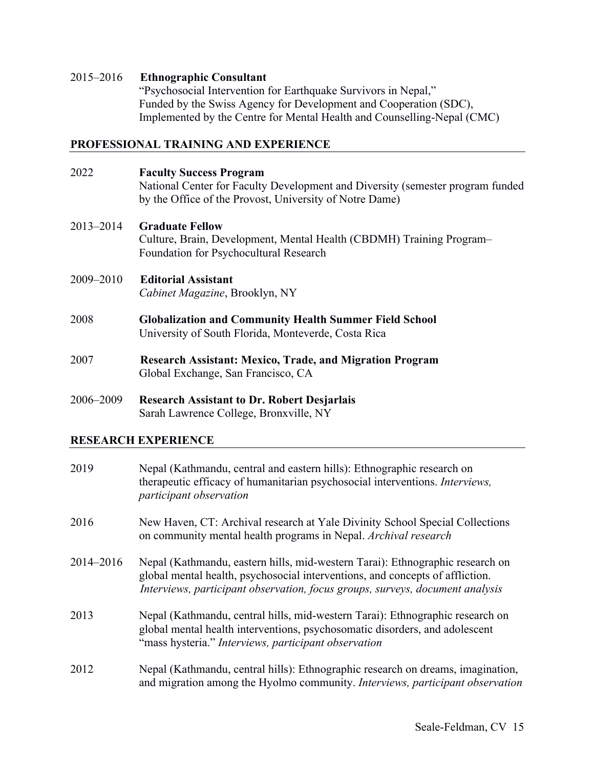2015–2016 **Ethnographic Consultant**
"Psychosocial Intervention for Earthquake Survivors in Nepal,"
Funded by the Swiss Agency for Development and Cooperation (SDC),
Implemented by the Centre for Mental Health and Counselling-Nepal (CMC)

## PROFESSIONAL TRAINING AND EXPERIENCE

2022 **Faculty Success Program**
National Center for Faculty Development and Diversity (semester program funded by the Office of the Provost, University of Notre Dame)

2013–2014 **Graduate Fellow**
Culture, Brain, Development, Mental Health (CBDMH) Training Program–Foundation for Psychocultural Research

2009–2010 **Editorial Assistant**
*Cabinet Magazine*, Brooklyn, NY

2008 **Globalization and Community Health Summer Field School**
University of South Florida, Monteverde, Costa Rica

2007 **Research Assistant: Mexico, Trade, and Migration Program**
Global Exchange, San Francisco, CA

2006–2009 **Research Assistant to Dr. Robert Desjarlais**
Sarah Lawrence College, Bronxville, NY

## RESEARCH EXPERIENCE

2019 Nepal (Kathmandu, central and eastern hills): Ethnographic research on therapeutic efficacy of humanitarian psychosocial interventions. *Interviews, participant observation*

2016 New Haven, CT: Archival research at Yale Divinity School Special Collections on community mental health programs in Nepal. *Archival research*

2014–2016 Nepal (Kathmandu, eastern hills, mid-western Tarai): Ethnographic research on global mental health, psychosocial interventions, and concepts of affliction. *Interviews, participant observation, focus groups, surveys, document analysis*

2013 Nepal (Kathmandu, central hills, mid-western Tarai): Ethnographic research on global mental health interventions, psychosomatic disorders, and adolescent "mass hysteria." *Interviews, participant observation*

2012 Nepal (Kathmandu, central hills): Ethnographic research on dreams, imagination, and migration among the Hyolmo community. *Interviews, participant observation*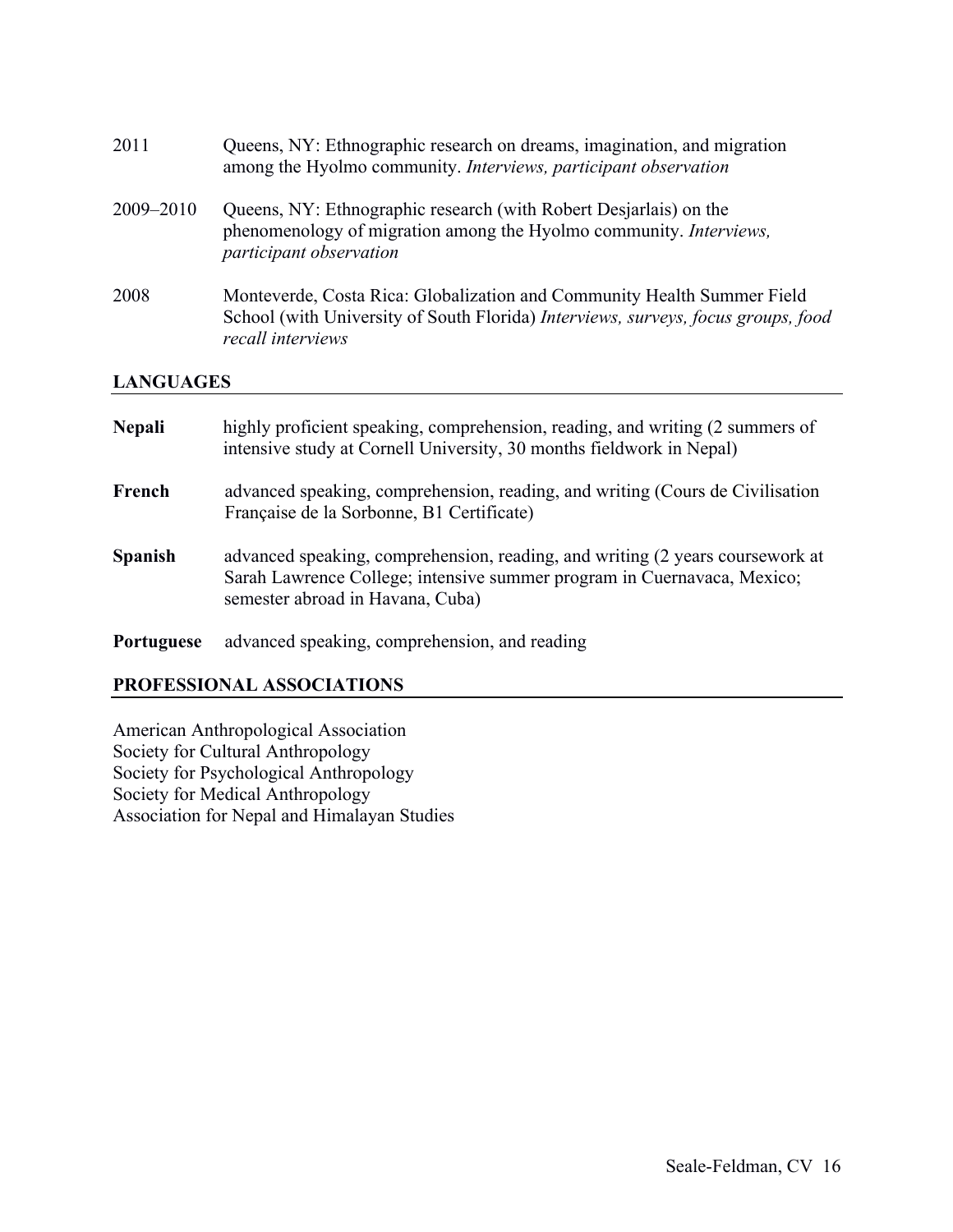2011 Queens, NY: Ethnographic research on dreams, imagination, and migration among the Hyolmo community. *Interviews, participant observation*

2009–2010 Queens, NY: Ethnographic research (with Robert Desjarlais) on the phenomenology of migration among the Hyolmo community. *Interviews, participant observation*

2008 Monteverde, Costa Rica: Globalization and Community Health Summer Field School (with University of South Florida) *Interviews, surveys, focus groups, food recall interviews*

## LANGUAGES

**Nepali** highly proficient speaking, comprehension, reading, and writing (2 summers of intensive study at Cornell University, 30 months fieldwork in Nepal)

**French** advanced speaking, comprehension, reading, and writing (Cours de Civilisation Française de la Sorbonne, B1 Certificate)

**Spanish** advanced speaking, comprehension, reading, and writing (2 years coursework at Sarah Lawrence College; intensive summer program in Cuernavaca, Mexico; semester abroad in Havana, Cuba)

**Portuguese** advanced speaking, comprehension, and reading

## PROFESSIONAL ASSOCIATIONS

American Anthropological Association
Society for Cultural Anthropology
Society for Psychological Anthropology
Society for Medical Anthropology
Association for Nepal and Himalayan Studies